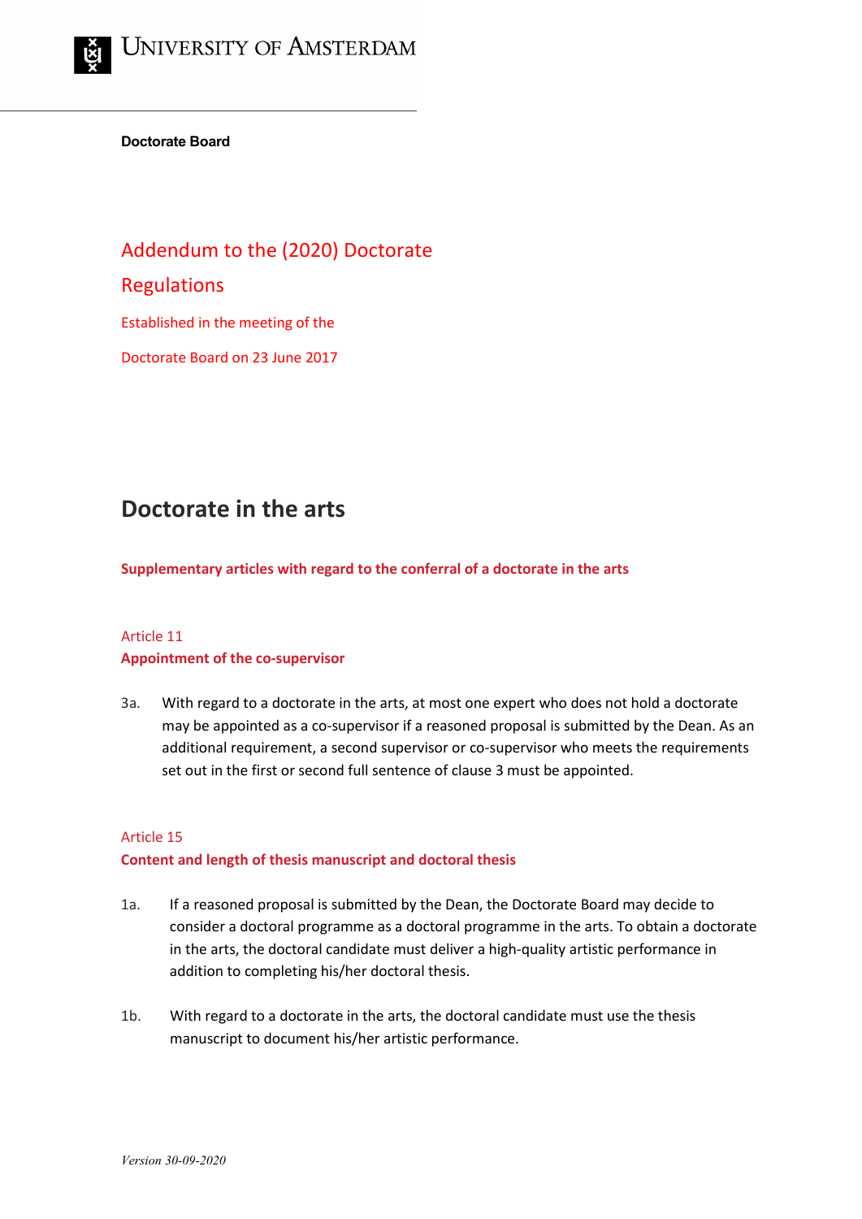**Doctorate Board**

# Addendum to the (2020) Doctorate Regulations

Established in the meeting of the Doctorate Board on 23 June 2017

# Doctorate in the arts

**Supplementary articles with regard to the conferral of a doctorate in the arts**

## Article 11
**Appointment of the co-supervisor**

3a. With regard to a doctorate in the arts, at most one expert who does not hold a doctorate may be appointed as a co-supervisor if a reasoned proposal is submitted by the Dean. As an additional requirement, a second supervisor or co-supervisor who meets the requirements set out in the first or second full sentence of clause 3 must be appointed.

## Article 15
**Content and length of thesis manuscript and doctoral thesis**

1a. If a reasoned proposal is submitted by the Dean, the Doctorate Board may decide to consider a doctoral programme as a doctoral programme in the arts. To obtain a doctorate in the arts, the doctoral candidate must deliver a high-quality artistic performance in addition to completing his/her doctoral thesis.

1b. With regard to a doctorate in the arts, the doctoral candidate must use the thesis manuscript to document his/her artistic performance.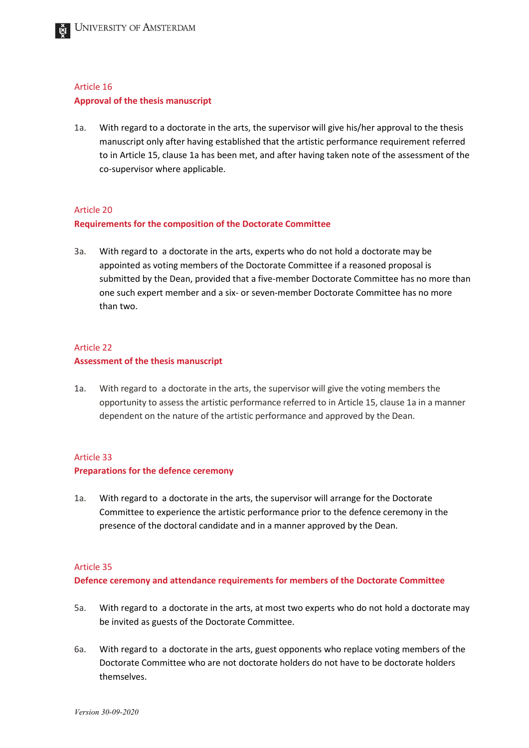## Article 16

### Approval of the thesis manuscript

1a. With regard to a doctorate in the arts, the supervisor will give his/her approval to the thesis manuscript only after having established that the artistic performance requirement referred to in Article 15, clause 1a has been met, and after having taken note of the assessment of the co-supervisor where applicable.

## Article 20

### Requirements for the composition of the Doctorate Committee

3a. With regard to a doctorate in the arts, experts who do not hold a doctorate may be appointed as voting members of the Doctorate Committee if a reasoned proposal is submitted by the Dean, provided that a five-member Doctorate Committee has no more than one such expert member and a six- or seven-member Doctorate Committee has no more than two.

## Article 22

### Assessment of the thesis manuscript

1a. With regard to a doctorate in the arts, the supervisor will give the voting members the opportunity to assess the artistic performance referred to in Article 15, clause 1a in a manner dependent on the nature of the artistic performance and approved by the Dean.

## Article 33

### Preparations for the defence ceremony

1a. With regard to a doctorate in the arts, the supervisor will arrange for the Doctorate Committee to experience the artistic performance prior to the defence ceremony in the presence of the doctoral candidate and in a manner approved by the Dean.

## Article 35

### Defence ceremony and attendance requirements for members of the Doctorate Committee

5a. With regard to a doctorate in the arts, at most two experts who do not hold a doctorate may be invited as guests of the Doctorate Committee.

6a. With regard to a doctorate in the arts, guest opponents who replace voting members of the Doctorate Committee who are not doctorate holders do not have to be doctorate holders themselves.

*Version 30-09-2020*